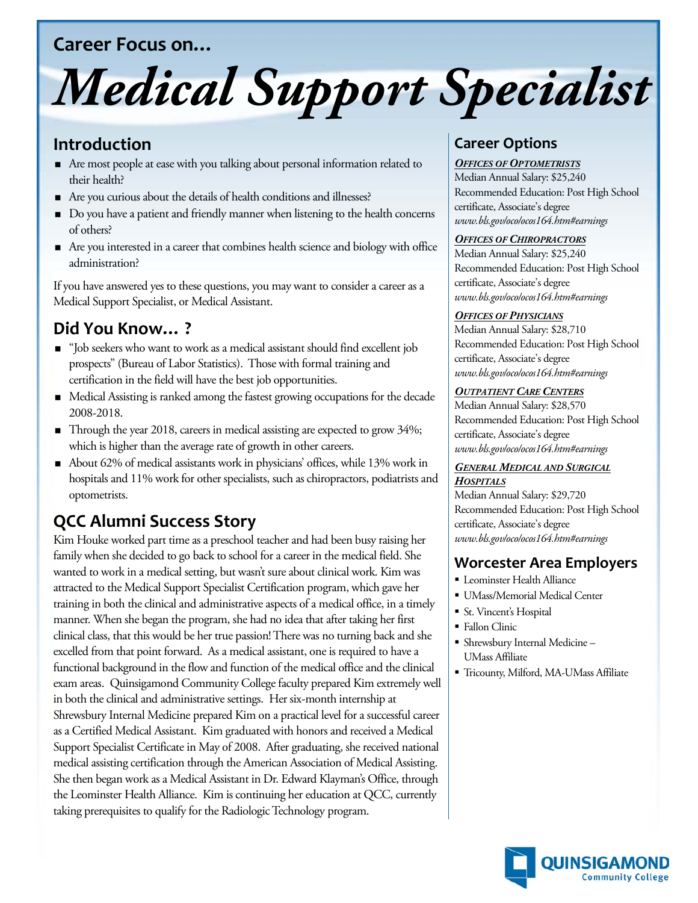Career Focus on...

# *Medical Support Specialist*

## Introduction

- Are most people at ease with you talking about personal information related to their health?
- Are you curious about the details of health conditions and illnesses?
- Do you have a patient and friendly manner when listening to the health concerns of others?
- Are you interested in a career that combines health science and biology with office administration?

If you have answered yes to these questions, you may want to consider a career as a Medical Support Specialist, or Medical Assistant.

## Did You Know... ?

- "Job seekers who want to work as a medical assistant should find excellent job prospects" (Bureau of Labor Statistics). Those with formal training and certification in the field will have the best job opportunities.
- Medical Assisting is ranked among the fastest growing occupations for the decade 2008-2018.
- Through the year 2018, careers in medical assisting are expected to grow 34%; which is higher than the average rate of growth in other careers.
- About 62% of medical assistants work in physicians' offices, while 13% work in hospitals and 11% work for other specialists, such as chiropractors, podiatrists and optometrists.

## QCC Alumni Success Story

Kim Houke worked part time as a preschool teacher and had been busy raising her family when she decided to go back to school for a career in the medical field. She wanted to work in a medical setting, but wasn't sure about clinical work. Kim was attracted to the Medical Support Specialist Certification program, which gave her training in both the clinical and administrative aspects of a medical office, in a timely manner. When she began the program, she had no idea that after taking her first clinical class, that this would be her true passion! There was no turning back and she excelled from that point forward. As a medical assistant, one is required to have a functional background in the flow and function of the medical office and the clinical exam areas. Quinsigamond Community College faculty prepared Kim extremely well in both the clinical and administrative settings. Her six-month internship at Shrewsbury Internal Medicine prepared Kim on a practical level for a successful career as a Certified Medical Assistant. Kim graduated with honors and received a Medical Support Specialist Certificate in May of 2008. After graduating, she received national medical assisting certification through the American Association of Medical Assisting. She then began work as a Medical Assistant in Dr. Edward Klayman's Office, through the Leominster Health Alliance. Kim is continuing her education at QCC, currently taking prerequisites to qualify for the Radiologic Technology program.

## Career Options

***OFFICES OF OPTOMETRISTS***
Median Annual Salary: $25,240
Recommended Education: Post High School certificate, Associate's degree
*www.bls.gov/oco/ocos164.htm#earnings*

***OFFICES OF CHIROPRACTORS***
Median Annual Salary: $25,240
Recommended Education: Post High School certificate, Associate's degree
*www.bls.gov/oco/ocos164.htm#earnings*

***OFFICES OF PHYSICIANS***
Median Annual Salary: $28,710
Recommended Education: Post High School certificate, Associate's degree
*www.bls.gov/oco/ocos164.htm#earnings*

***OUTPATIENT CARE CENTERS***
Median Annual Salary: $28,570
Recommended Education: Post High School certificate, Associate's degree
*www.bls.gov/oco/ocos164.htm#earnings*

***GENERAL MEDICAL AND SURGICAL HOSPITALS***
Median Annual Salary: $29,720
Recommended Education: Post High School certificate, Associate's degree
*www.bls.gov/oco/ocos164.htm#earnings*

## Worcester Area Employers

- Leominster Health Alliance
- UMass/Memorial Medical Center
- St. Vincent's Hospital
- Fallon Clinic
- Shrewsbury Internal Medicine – UMass Affiliate
- Tricounty, Milford, MA-UMass Affiliate

QUINSIGAMOND Community College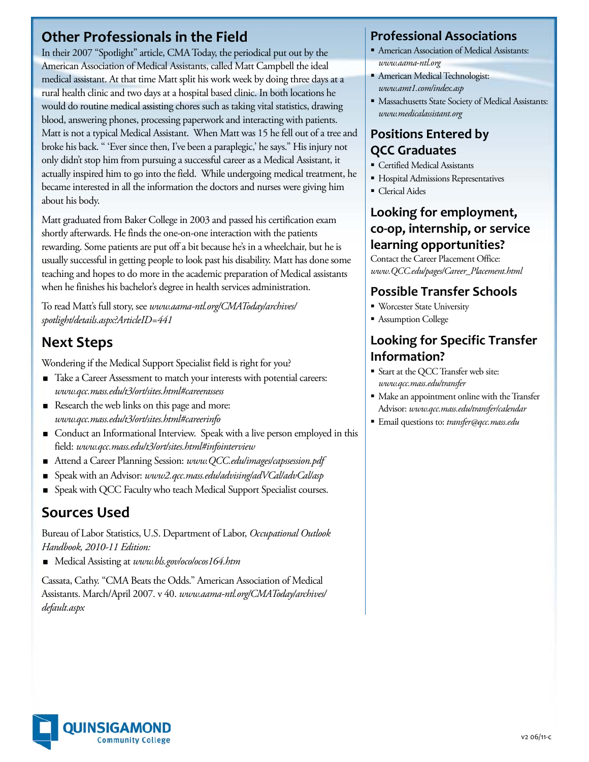## Other Professionals in the Field

In their 2007 "Spotlight" article, CMA Today, the periodical put out by the American Association of Medical Assistants, called Matt Campbell the ideal medical assistant. At that time Matt split his work week by doing three days at a rural health clinic and two days at a hospital based clinic. In both locations he would do routine medical assisting chores such as taking vital statistics, drawing blood, answering phones, processing paperwork and interacting with patients. Matt is not a typical Medical Assistant. When Matt was 15 he fell out of a tree and broke his back. " 'Ever since then, I've been a paraplegic,' he says." His injury not only didn't stop him from pursuing a successful career as a Medical Assistant, it actually inspired him to go into the field. While undergoing medical treatment, he became interested in all the information the doctors and nurses were giving him about his body.

Matt graduated from Baker College in 2003 and passed his certification exam shortly afterwards. He finds the one-on-one interaction with the patients rewarding. Some patients are put off a bit because he's in a wheelchair, but he is usually successful in getting people to look past his disability. Matt has done some teaching and hopes to do more in the academic preparation of Medical assistants when he finishes his bachelor's degree in health services administration.

To read Matt's full story, see *www.aama-ntl.org/CMAToday/archives/spotlight/details.aspx?ArticleID=441*

## Next Steps

Wondering if the Medical Support Specialist field is right for you?

- Take a Career Assessment to match your interests with potential careers: *www.qcc.mass.edu/t3/ort/sites.html#careerassess*
- Research the web links on this page and more: *www.qcc.mass.edu/t3/ort/sites.html#careerinfo*
- Conduct an Informational Interview. Speak with a live person employed in this field: *www.qcc.mass.edu/t3/ort/sites.html#infointerview*
- Attend a Career Planning Session: *www.QCC.edu/images/capssession.pdf*
- Speak with an Advisor: *www2.qcc.mass.edu/advising/adVCal/advCal/asp*
- Speak with QCC Faculty who teach Medical Support Specialist courses.

## Sources Used

Bureau of Labor Statistics, U.S. Department of Labor, *Occupational Outlook Handbook, 2010-11 Edition:*

- Medical Assisting at *www.bls.gov/oco/ocos164.htm*

Cassata, Cathy. "CMA Beats the Odds." American Association of Medical Assistants. March/April 2007. v 40. *www.aama-ntl.org/CMAToday/archives/default.aspx*

## Professional Associations

- American Association of Medical Assistants: *www.aama-ntl.org*
- American Medical Technologist: *www.amt1.com/index.asp*
- Massachusetts State Society of Medical Assistants: *www.medicalassistant.org*

## Positions Entered by QCC Graduates

- Certified Medical Assistants
- Hospital Admissions Representatives
- Clerical Aides

## Looking for employment, co-op, internship, or service learning opportunities?

Contact the Career Placement Office: *www.QCC.edu/pages/Career_Placement.html*

## Possible Transfer Schools

- Worcester State University
- Assumption College

## Looking for Specific Transfer Information?

- Start at the QCC Transfer web site: *www.qcc.mass.edu/transfer*
- Make an appointment online with the Transfer Advisor: *www.qcc.mass.edu/transfer/calendar*
- Email questions to: *transfer@qcc.mass.edu*

QUINSIGAMOND Community College

v2 06/11-c